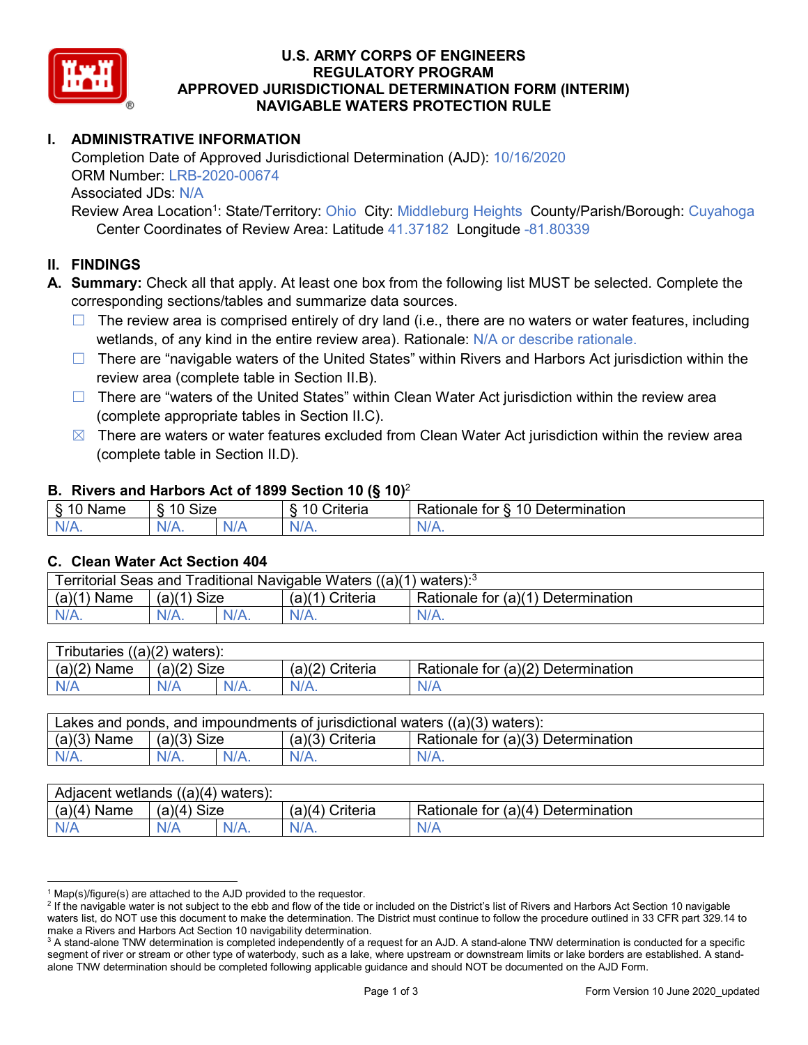# U.S. ARMY CORPS OF ENGINEERS
# REGULATORY PROGRAM
# APPROVED JURISDICTIONAL DETERMINATION FORM (INTERIM)
# NAVIGABLE WATERS PROTECTION RULE

## I. ADMINISTRATIVE INFORMATION

Completion Date of Approved Jurisdictional Determination (AJD): 10/16/2020
ORM Number: LRB-2020-00674
Associated JDs: N/A
Review Area Location[1]: State/Territory: Ohio City: Middleburg Heights County/Parish/Borough: Cuyahoga
Center Coordinates of Review Area: Latitude 41.37182 Longitude -81.80339

## II. FINDINGS

**A. Summary:** Check all that apply. At least one box from the following list MUST be selected. Complete the corresponding sections/tables and summarize data sources.

- ☐ The review area is comprised entirely of dry land (i.e., there are no waters or water features, including wetlands, of any kind in the entire review area). Rationale: N/A or describe rationale.
- ☐ There are "navigable waters of the United States" within Rivers and Harbors Act jurisdiction within the review area (complete table in Section II.B).
- ☐ There are "waters of the United States" within Clean Water Act jurisdiction within the review area (complete appropriate tables in Section II.C).
- ☒ There are waters or water features excluded from Clean Water Act jurisdiction within the review area (complete table in Section II.D).

### B. Rivers and Harbors Act of 1899 Section 10 (§ 10)[2]

| § 10 Name | § 10 Size | | § 10 Criteria | Rationale for § 10 Determination |
|---|---|---|---|---|
| N/A. | N/A. | N/A | N/A. | N/A. |

### C. Clean Water Act Section 404

| Territorial Seas and Traditional Navigable Waters ((a)(1) waters):[3] | | | | |
|---|---|---|---|---|
| (a)(1) Name | (a)(1) Size | | (a)(1) Criteria | Rationale for (a)(1) Determination |
| N/A. | N/A. | N/A. | N/A. | N/A. |

| Tributaries ((a)(2) waters): | | | | |
|---|---|---|---|---|
| (a)(2) Name | (a)(2) Size | | (a)(2) Criteria | Rationale for (a)(2) Determination |
| N/A | N/A | N/A. | N/A. | N/A |

| Lakes and ponds, and impoundments of jurisdictional waters ((a)(3) waters): | | | | |
|---|---|---|---|---|
| (a)(3) Name | (a)(3) Size | | (a)(3) Criteria | Rationale for (a)(3) Determination |
| N/A. | N/A. | N/A. | N/A. | N/A. |

| Adjacent wetlands ((a)(4) waters): | | | | |
|---|---|---|---|---|
| (a)(4) Name | (a)(4) Size | | (a)(4) Criteria | Rationale for (a)(4) Determination |
| N/A | N/A | N/A. | N/A. | N/A |

[1] Map(s)/figure(s) are attached to the AJD provided to the requestor.
[2] If the navigable water is not subject to the ebb and flow of the tide or included on the District's list of Rivers and Harbors Act Section 10 navigable waters list, do NOT use this document to make the determination. The District must continue to follow the procedure outlined in 33 CFR part 329.14 to make a Rivers and Harbors Act Section 10 navigability determination.
[3] A stand-alone TNW determination is completed independently of a request for an AJD. A stand-alone TNW determination is conducted for a specific segment of river or stream or other type of waterbody, such as a lake, where upstream or downstream limits or lake borders are established. A stand-alone TNW determination should be completed following applicable guidance and should NOT be documented on the AJD Form.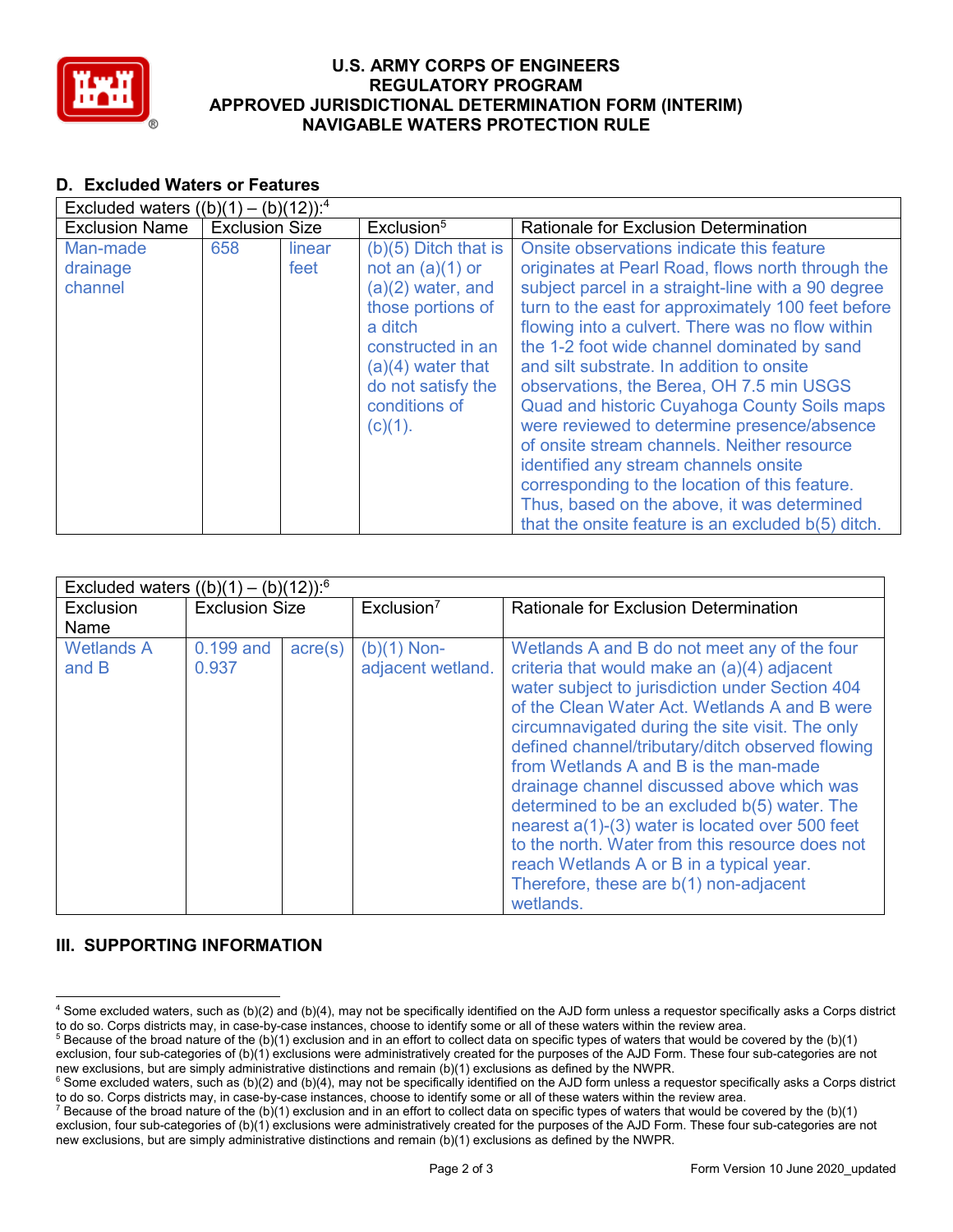## D. Excluded Waters or Features

| Excluded waters ((b)(1) – (b)(12)):[4] | | | | |
|---|---|---|---|---|
| Exclusion Name | Exclusion Size | | Exclusion[5] | Rationale for Exclusion Determination |
| Man-made drainage channel | 658 | linear feet | (b)(5) Ditch that is not an (a)(1) or (a)(2) water, and those portions of a ditch constructed in an (a)(4) water that do not satisfy the conditions of (c)(1). | Onsite observations indicate this feature originates at Pearl Road, flows north through the subject parcel in a straight-line with a 90 degree turn to the east for approximately 100 feet before flowing into a culvert. There was no flow within the 1-2 foot wide channel dominated by sand and silt substrate. In addition to onsite observations, the Berea, OH 7.5 min USGS Quad and historic Cuyahoga County Soils maps were reviewed to determine presence/absence of onsite stream channels. Neither resource identified any stream channels onsite corresponding to the location of this feature. Thus, based on the above, it was determined that the onsite feature is an excluded b(5) ditch. |

| Excluded waters ((b)(1) – (b)(12)):[6] | | | | |
|---|---|---|---|---|
| Exclusion Name | Exclusion Size | | Exclusion[7] | Rationale for Exclusion Determination |
| Wetlands A and B | 0.199 and 0.937 | acre(s) | (b)(1) Non-adjacent wetland. | Wetlands A and B do not meet any of the four criteria that would make an (a)(4) adjacent water subject to jurisdiction under Section 404 of the Clean Water Act. Wetlands A and B were circumnavigated during the site visit. The only defined channel/tributary/ditch observed flowing from Wetlands A and B is the man-made drainage channel discussed above which was determined to be an excluded b(5) water. The nearest a(1)-(3) water is located over 500 feet to the north. Water from this resource does not reach Wetlands A or B in a typical year. Therefore, these are b(1) non-adjacent wetlands. |

## III. SUPPORTING INFORMATION

---

[4] Some excluded waters, such as (b)(2) and (b)(4), may not be specifically identified on the AJD form unless a requestor specifically asks a Corps district to do so. Corps districts may, in case-by-case instances, choose to identify some or all of these waters within the review area.

[5] Because of the broad nature of the (b)(1) exclusion and in an effort to collect data on specific types of waters that would be covered by the (b)(1) exclusion, four sub-categories of (b)(1) exclusions were administratively created for the purposes of the AJD Form. These four sub-categories are not new exclusions, but are simply administrative distinctions and remain (b)(1) exclusions as defined by the NWPR.

[6] Some excluded waters, such as (b)(2) and (b)(4), may not be specifically identified on the AJD form unless a requestor specifically asks a Corps district to do so. Corps districts may, in case-by-case instances, choose to identify some or all of these waters within the review area.

[7] Because of the broad nature of the (b)(1) exclusion and in an effort to collect data on specific types of waters that would be covered by the (b)(1) exclusion, four sub-categories of (b)(1) exclusions were administratively created for the purposes of the AJD Form. These four sub-categories are not new exclusions, but are simply administrative distinctions and remain (b)(1) exclusions as defined by the NWPR.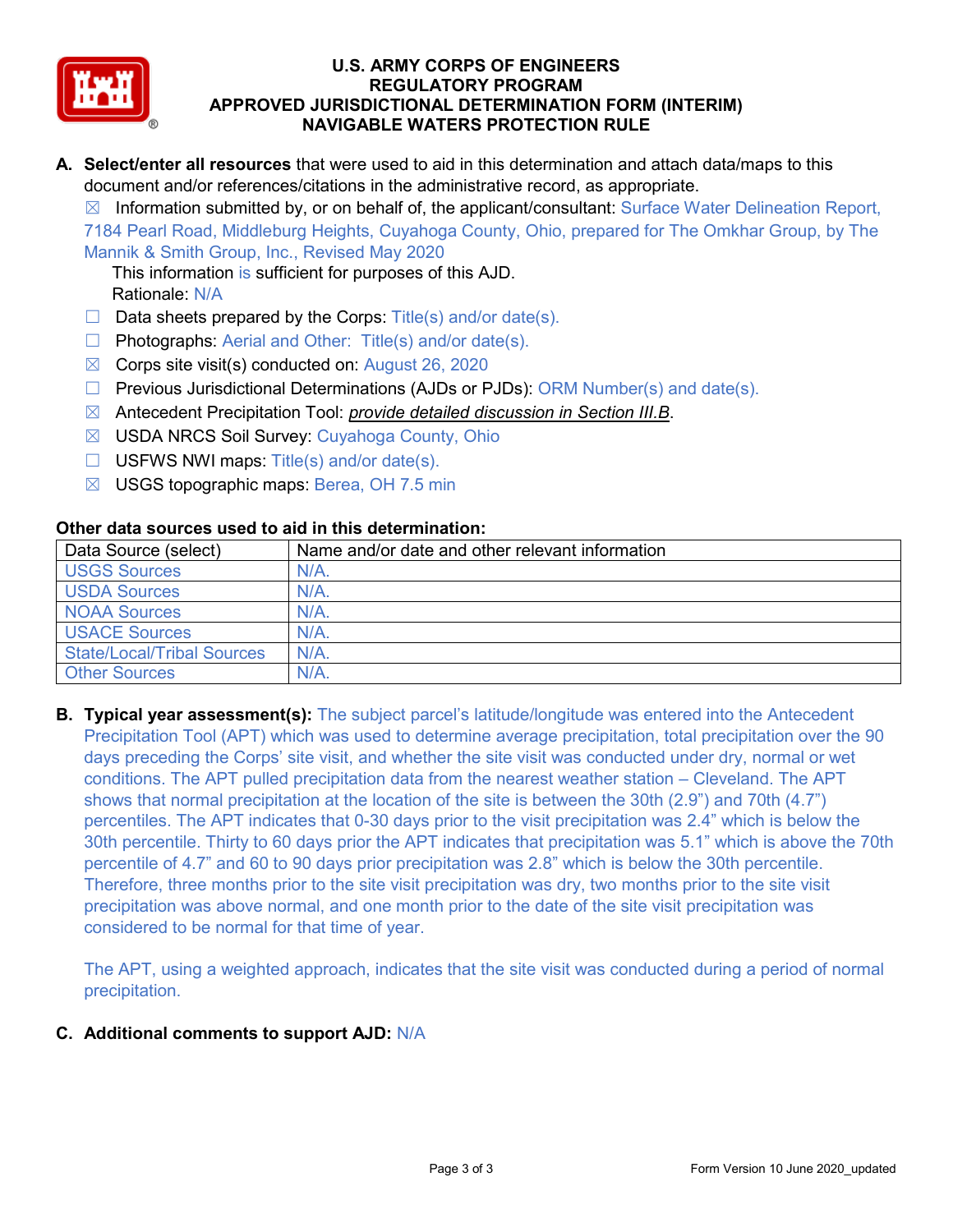# U.S. ARMY CORPS OF ENGINEERS
## REGULATORY PROGRAM
## APPROVED JURISDICTIONAL DETERMINATION FORM (INTERIM)
## NAVIGABLE WATERS PROTECTION RULE

**A. Select/enter all resources** that were used to aid in this determination and attach data/maps to this document and/or references/citations in the administrative record, as appropriate.

☒ Information submitted by, or on behalf of, the applicant/consultant: Surface Water Delineation Report, 7184 Pearl Road, Middleburg Heights, Cuyahoga County, Ohio, prepared for The Omkhar Group, by The Mannik & Smith Group, Inc., Revised May 2020
This information is sufficient for purposes of this AJD.
Rationale: N/A

☐ Data sheets prepared by the Corps: Title(s) and/or date(s).

☐ Photographs: Aerial and Other: Title(s) and/or date(s).

☒ Corps site visit(s) conducted on: August 26, 2020

☐ Previous Jurisdictional Determinations (AJDs or PJDs): ORM Number(s) and date(s).

☒ Antecedent Precipitation Tool: *provide detailed discussion in Section III.B*.

☒ USDA NRCS Soil Survey: Cuyahoga County, Ohio

☐ USFWS NWI maps: Title(s) and/or date(s).

☒ USGS topographic maps: Berea, OH 7.5 min

**Other data sources used to aid in this determination:**

| Data Source (select) | Name and/or date and other relevant information |
|---|---|
| USGS Sources | N/A. |
| USDA Sources | N/A. |
| NOAA Sources | N/A. |
| USACE Sources | N/A. |
| State/Local/Tribal Sources | N/A. |
| Other Sources | N/A. |

**B. Typical year assessment(s):** The subject parcel's latitude/longitude was entered into the Antecedent Precipitation Tool (APT) which was used to determine average precipitation, total precipitation over the 90 days preceding the Corps' site visit, and whether the site visit was conducted under dry, normal or wet conditions. The APT pulled precipitation data from the nearest weather station – Cleveland. The APT shows that normal precipitation at the location of the site is between the 30th (2.9") and 70th (4.7") percentiles. The APT indicates that 0-30 days prior to the visit precipitation was 2.4" which is below the 30th percentile. Thirty to 60 days prior the APT indicates that precipitation was 5.1" which is above the 70th percentile of 4.7" and 60 to 90 days prior precipitation was 2.8" which is below the 30th percentile. Therefore, three months prior to the site visit precipitation was dry, two months prior to the site visit precipitation was above normal, and one month prior to the date of the site visit precipitation was considered to be normal for that time of year.

The APT, using a weighted approach, indicates that the site visit was conducted during a period of normal precipitation.

**C. Additional comments to support AJD:** N/A